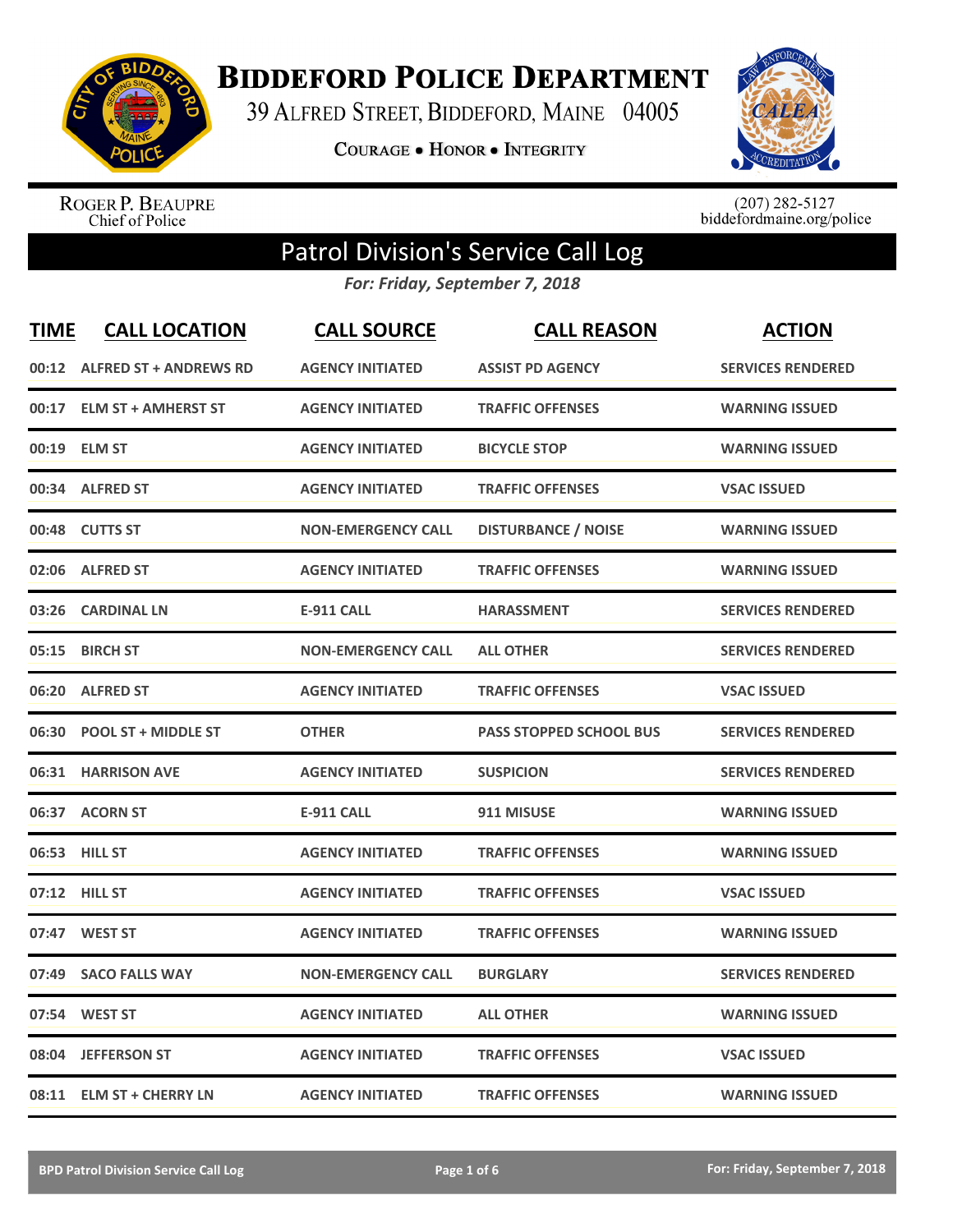# Biddeford Police Department

39 Alfred Street, Biddeford, Maine 04005

Courage • Honor • Integrity

Roger P. Beaupre
Chief of Police

(207) 282-5127
biddefordmaine.org/police

## Patrol Division's Service Call Log

*For: Friday, September 7, 2018*

| TIME | CALL LOCATION | CALL SOURCE | CALL REASON | ACTION |
|---|---|---|---|---|
| 00:12 | ALFRED ST + ANDREWS RD | AGENCY INITIATED | ASSIST PD AGENCY | SERVICES RENDERED |
| 00:17 | ELM ST + AMHERST ST | AGENCY INITIATED | TRAFFIC OFFENSES | WARNING ISSUED |
| 00:19 | ELM ST | AGENCY INITIATED | BICYCLE STOP | WARNING ISSUED |
| 00:34 | ALFRED ST | AGENCY INITIATED | TRAFFIC OFFENSES | VSAC ISSUED |
| 00:48 | CUTTS ST | NON-EMERGENCY CALL | DISTURBANCE / NOISE | WARNING ISSUED |
| 02:06 | ALFRED ST | AGENCY INITIATED | TRAFFIC OFFENSES | WARNING ISSUED |
| 03:26 | CARDINAL LN | E-911 CALL | HARASSMENT | SERVICES RENDERED |
| 05:15 | BIRCH ST | NON-EMERGENCY CALL | ALL OTHER | SERVICES RENDERED |
| 06:20 | ALFRED ST | AGENCY INITIATED | TRAFFIC OFFENSES | VSAC ISSUED |
| 06:30 | POOL ST + MIDDLE ST | OTHER | PASS STOPPED SCHOOL BUS | SERVICES RENDERED |
| 06:31 | HARRISON AVE | AGENCY INITIATED | SUSPICION | SERVICES RENDERED |
| 06:37 | ACORN ST | E-911 CALL | 911 MISUSE | WARNING ISSUED |
| 06:53 | HILL ST | AGENCY INITIATED | TRAFFIC OFFENSES | WARNING ISSUED |
| 07:12 | HILL ST | AGENCY INITIATED | TRAFFIC OFFENSES | VSAC ISSUED |
| 07:47 | WEST ST | AGENCY INITIATED | TRAFFIC OFFENSES | WARNING ISSUED |
| 07:49 | SACO FALLS WAY | NON-EMERGENCY CALL | BURGLARY | SERVICES RENDERED |
| 07:54 | WEST ST | AGENCY INITIATED | ALL OTHER | WARNING ISSUED |
| 08:04 | JEFFERSON ST | AGENCY INITIATED | TRAFFIC OFFENSES | VSAC ISSUED |
| 08:11 | ELM ST + CHERRY LN | AGENCY INITIATED | TRAFFIC OFFENSES | WARNING ISSUED |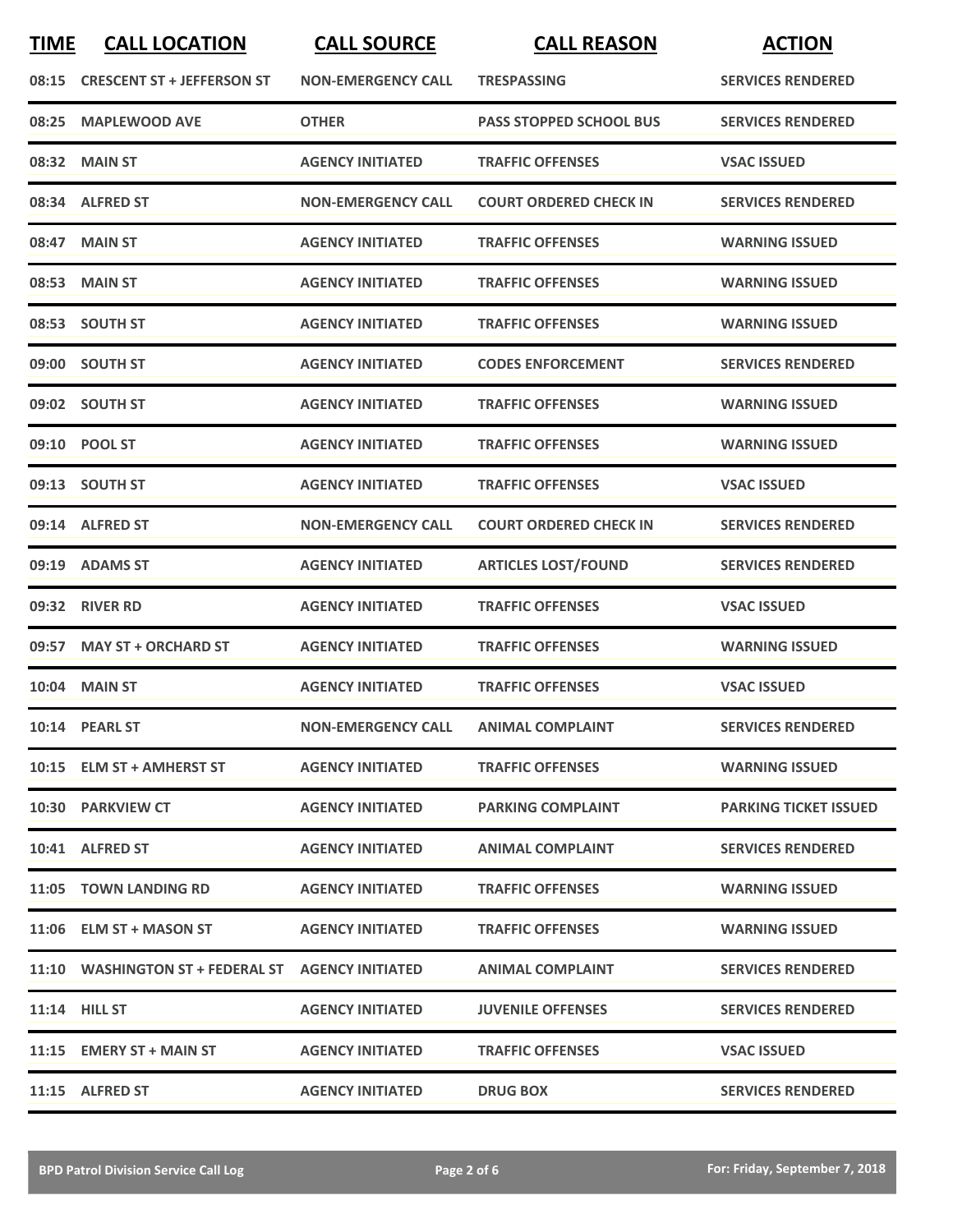| TIME | CALL LOCATION | CALL SOURCE | CALL REASON | ACTION |
| --- | --- | --- | --- | --- |
| 08:15 | CRESCENT ST + JEFFERSON ST | NON-EMERGENCY CALL | TRESPASSING | SERVICES RENDERED |
| 08:25 | MAPLEWOOD AVE | OTHER | PASS STOPPED SCHOOL BUS | SERVICES RENDERED |
| 08:32 | MAIN ST | AGENCY INITIATED | TRAFFIC OFFENSES | VSAC ISSUED |
| 08:34 | ALFRED ST | NON-EMERGENCY CALL | COURT ORDERED CHECK IN | SERVICES RENDERED |
| 08:47 | MAIN ST | AGENCY INITIATED | TRAFFIC OFFENSES | WARNING ISSUED |
| 08:53 | MAIN ST | AGENCY INITIATED | TRAFFIC OFFENSES | WARNING ISSUED |
| 08:53 | SOUTH ST | AGENCY INITIATED | TRAFFIC OFFENSES | WARNING ISSUED |
| 09:00 | SOUTH ST | AGENCY INITIATED | CODES ENFORCEMENT | SERVICES RENDERED |
| 09:02 | SOUTH ST | AGENCY INITIATED | TRAFFIC OFFENSES | WARNING ISSUED |
| 09:10 | POOL ST | AGENCY INITIATED | TRAFFIC OFFENSES | WARNING ISSUED |
| 09:13 | SOUTH ST | AGENCY INITIATED | TRAFFIC OFFENSES | VSAC ISSUED |
| 09:14 | ALFRED ST | NON-EMERGENCY CALL | COURT ORDERED CHECK IN | SERVICES RENDERED |
| 09:19 | ADAMS ST | AGENCY INITIATED | ARTICLES LOST/FOUND | SERVICES RENDERED |
| 09:32 | RIVER RD | AGENCY INITIATED | TRAFFIC OFFENSES | VSAC ISSUED |
| 09:57 | MAY ST + ORCHARD ST | AGENCY INITIATED | TRAFFIC OFFENSES | WARNING ISSUED |
| 10:04 | MAIN ST | AGENCY INITIATED | TRAFFIC OFFENSES | VSAC ISSUED |
| 10:14 | PEARL ST | NON-EMERGENCY CALL | ANIMAL COMPLAINT | SERVICES RENDERED |
| 10:15 | ELM ST + AMHERST ST | AGENCY INITIATED | TRAFFIC OFFENSES | WARNING ISSUED |
| 10:30 | PARKVIEW CT | AGENCY INITIATED | PARKING COMPLAINT | PARKING TICKET ISSUED |
| 10:41 | ALFRED ST | AGENCY INITIATED | ANIMAL COMPLAINT | SERVICES RENDERED |
| 11:05 | TOWN LANDING RD | AGENCY INITIATED | TRAFFIC OFFENSES | WARNING ISSUED |
| 11:06 | ELM ST + MASON ST | AGENCY INITIATED | TRAFFIC OFFENSES | WARNING ISSUED |
| 11:10 | WASHINGTON ST + FEDERAL ST | AGENCY INITIATED | ANIMAL COMPLAINT | SERVICES RENDERED |
| 11:14 | HILL ST | AGENCY INITIATED | JUVENILE OFFENSES | SERVICES RENDERED |
| 11:15 | EMERY ST + MAIN ST | AGENCY INITIATED | TRAFFIC OFFENSES | VSAC ISSUED |
| 11:15 | ALFRED ST | AGENCY INITIATED | DRUG BOX | SERVICES RENDERED |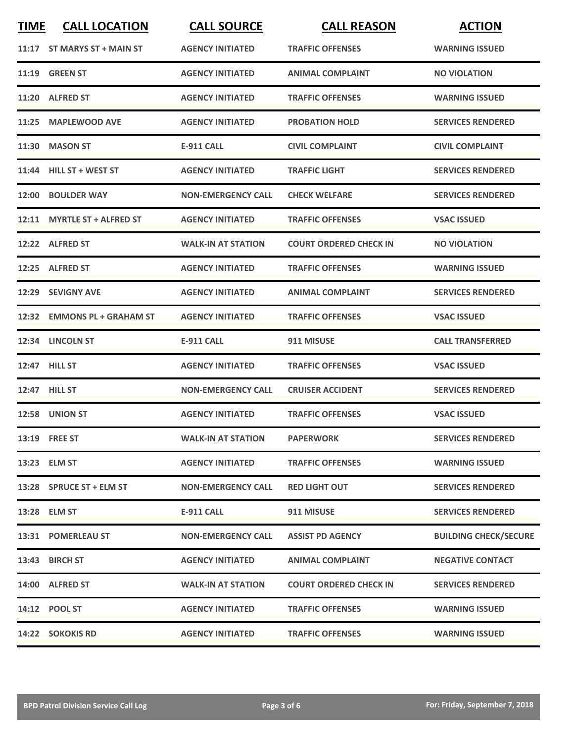| TIME | CALL LOCATION | CALL SOURCE | CALL REASON | ACTION |
| --- | --- | --- | --- | --- |
| 11:17 | ST MARYS ST + MAIN ST | AGENCY INITIATED | TRAFFIC OFFENSES | WARNING ISSUED |
| 11:19 | GREEN ST | AGENCY INITIATED | ANIMAL COMPLAINT | NO VIOLATION |
| 11:20 | ALFRED ST | AGENCY INITIATED | TRAFFIC OFFENSES | WARNING ISSUED |
| 11:25 | MAPLEWOOD AVE | AGENCY INITIATED | PROBATION HOLD | SERVICES RENDERED |
| 11:30 | MASON ST | E-911 CALL | CIVIL COMPLAINT | CIVIL COMPLAINT |
| 11:44 | HILL ST + WEST ST | AGENCY INITIATED | TRAFFIC LIGHT | SERVICES RENDERED |
| 12:00 | BOULDER WAY | NON-EMERGENCY CALL | CHECK WELFARE | SERVICES RENDERED |
| 12:11 | MYRTLE ST + ALFRED ST | AGENCY INITIATED | TRAFFIC OFFENSES | VSAC ISSUED |
| 12:22 | ALFRED ST | WALK-IN AT STATION | COURT ORDERED CHECK IN | NO VIOLATION |
| 12:25 | ALFRED ST | AGENCY INITIATED | TRAFFIC OFFENSES | WARNING ISSUED |
| 12:29 | SEVIGNY AVE | AGENCY INITIATED | ANIMAL COMPLAINT | SERVICES RENDERED |
| 12:32 | EMMONS PL + GRAHAM ST | AGENCY INITIATED | TRAFFIC OFFENSES | VSAC ISSUED |
| 12:34 | LINCOLN ST | E-911 CALL | 911 MISUSE | CALL TRANSFERRED |
| 12:47 | HILL ST | AGENCY INITIATED | TRAFFIC OFFENSES | VSAC ISSUED |
| 12:47 | HILL ST | NON-EMERGENCY CALL | CRUISER ACCIDENT | SERVICES RENDERED |
| 12:58 | UNION ST | AGENCY INITIATED | TRAFFIC OFFENSES | VSAC ISSUED |
| 13:19 | FREE ST | WALK-IN AT STATION | PAPERWORK | SERVICES RENDERED |
| 13:23 | ELM ST | AGENCY INITIATED | TRAFFIC OFFENSES | WARNING ISSUED |
| 13:28 | SPRUCE ST + ELM ST | NON-EMERGENCY CALL | RED LIGHT OUT | SERVICES RENDERED |
| 13:28 | ELM ST | E-911 CALL | 911 MISUSE | SERVICES RENDERED |
| 13:31 | POMERLEAU ST | NON-EMERGENCY CALL | ASSIST PD AGENCY | BUILDING CHECK/SECURE |
| 13:43 | BIRCH ST | AGENCY INITIATED | ANIMAL COMPLAINT | NEGATIVE CONTACT |
| 14:00 | ALFRED ST | WALK-IN AT STATION | COURT ORDERED CHECK IN | SERVICES RENDERED |
| 14:12 | POOL ST | AGENCY INITIATED | TRAFFIC OFFENSES | WARNING ISSUED |
| 14:22 | SOKOKIS RD | AGENCY INITIATED | TRAFFIC OFFENSES | WARNING ISSUED |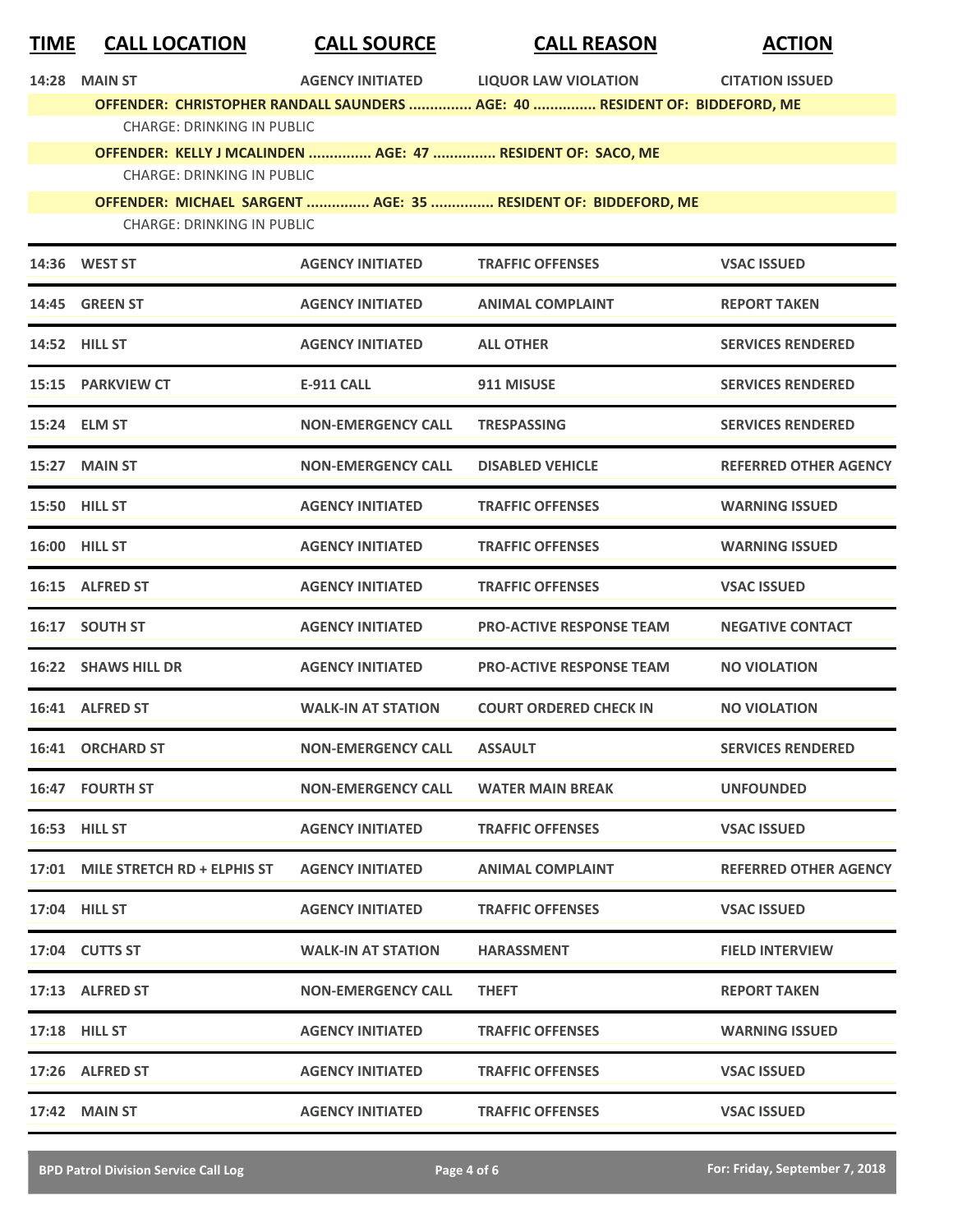| TIME | CALL LOCATION | CALL SOURCE | CALL REASON | ACTION |
|---|---|---|---|---|
| 14:28 | MAIN ST | AGENCY INITIATED | LIQUOR LAW VIOLATION | CITATION ISSUED |
| | OFFENDER: CHRISTOPHER RANDALL SAUNDERS ............... AGE: 40 ............... RESIDENT OF: BIDDEFORD, ME | | | |
| | CHARGE: DRINKING IN PUBLIC | | | |
| | OFFENDER: KELLY J MCALINDEN ............... AGE: 47 ............... RESIDENT OF: SACO, ME | | | |
| | CHARGE: DRINKING IN PUBLIC | | | |
| | OFFENDER: MICHAEL SARGENT ............... AGE: 35 ............... RESIDENT OF: BIDDEFORD, ME | | | |
| | CHARGE: DRINKING IN PUBLIC | | | |
| 14:36 | WEST ST | AGENCY INITIATED | TRAFFIC OFFENSES | VSAC ISSUED |
| 14:45 | GREEN ST | AGENCY INITIATED | ANIMAL COMPLAINT | REPORT TAKEN |
| 14:52 | HILL ST | AGENCY INITIATED | ALL OTHER | SERVICES RENDERED |
| 15:15 | PARKVIEW CT | E-911 CALL | 911 MISUSE | SERVICES RENDERED |
| 15:24 | ELM ST | NON-EMERGENCY CALL | TRESPASSING | SERVICES RENDERED |
| 15:27 | MAIN ST | NON-EMERGENCY CALL | DISABLED VEHICLE | REFERRED OTHER AGENCY |
| 15:50 | HILL ST | AGENCY INITIATED | TRAFFIC OFFENSES | WARNING ISSUED |
| 16:00 | HILL ST | AGENCY INITIATED | TRAFFIC OFFENSES | WARNING ISSUED |
| 16:15 | ALFRED ST | AGENCY INITIATED | TRAFFIC OFFENSES | VSAC ISSUED |
| 16:17 | SOUTH ST | AGENCY INITIATED | PRO-ACTIVE RESPONSE TEAM | NEGATIVE CONTACT |
| 16:22 | SHAWS HILL DR | AGENCY INITIATED | PRO-ACTIVE RESPONSE TEAM | NO VIOLATION |
| 16:41 | ALFRED ST | WALK-IN AT STATION | COURT ORDERED CHECK IN | NO VIOLATION |
| 16:41 | ORCHARD ST | NON-EMERGENCY CALL | ASSAULT | SERVICES RENDERED |
| 16:47 | FOURTH ST | NON-EMERGENCY CALL | WATER MAIN BREAK | UNFOUNDED |
| 16:53 | HILL ST | AGENCY INITIATED | TRAFFIC OFFENSES | VSAC ISSUED |
| 17:01 | MILE STRETCH RD + ELPHIS ST | AGENCY INITIATED | ANIMAL COMPLAINT | REFERRED OTHER AGENCY |
| 17:04 | HILL ST | AGENCY INITIATED | TRAFFIC OFFENSES | VSAC ISSUED |
| 17:04 | CUTTS ST | WALK-IN AT STATION | HARASSMENT | FIELD INTERVIEW |
| 17:13 | ALFRED ST | NON-EMERGENCY CALL | THEFT | REPORT TAKEN |
| 17:18 | HILL ST | AGENCY INITIATED | TRAFFIC OFFENSES | WARNING ISSUED |
| 17:26 | ALFRED ST | AGENCY INITIATED | TRAFFIC OFFENSES | VSAC ISSUED |
| 17:42 | MAIN ST | AGENCY INITIATED | TRAFFIC OFFENSES | VSAC ISSUED |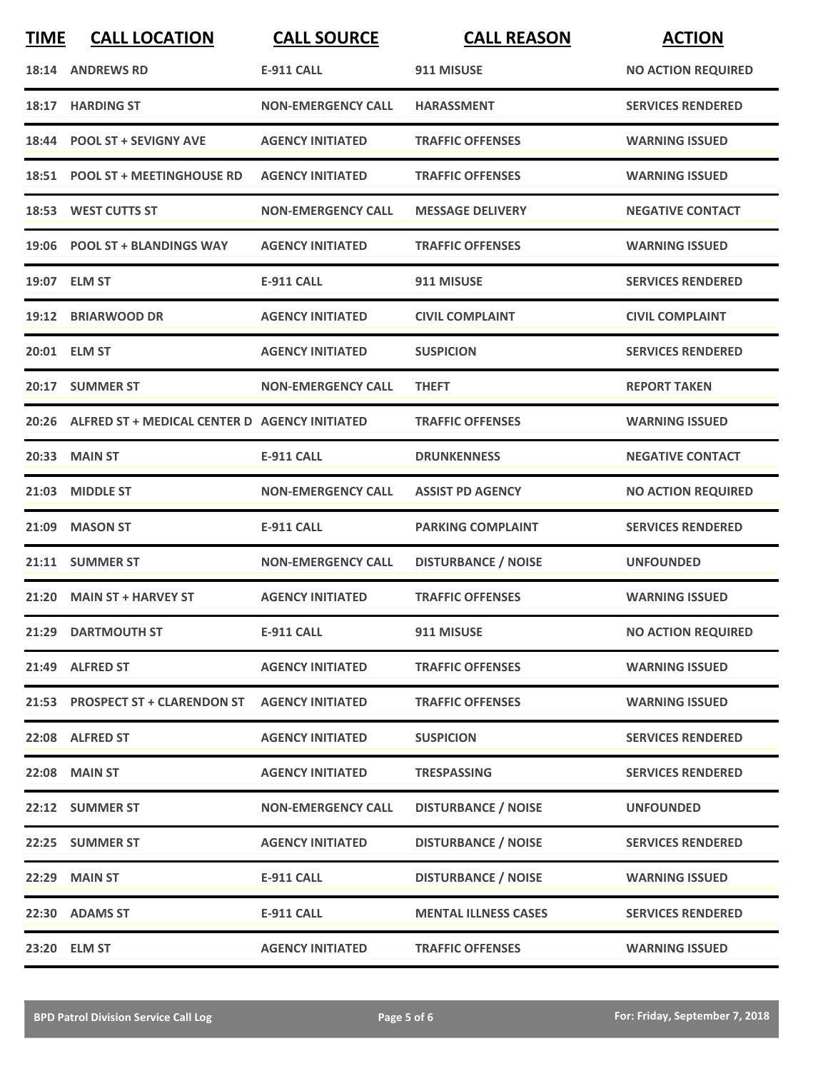| TIME | CALL LOCATION | CALL SOURCE | CALL REASON | ACTION |
|---|---|---|---|---|
| 18:14 | ANDREWS RD | E-911 CALL | 911 MISUSE | NO ACTION REQUIRED |
| 18:17 | HARDING ST | NON-EMERGENCY CALL | HARASSMENT | SERVICES RENDERED |
| 18:44 | POOL ST + SEVIGNY AVE | AGENCY INITIATED | TRAFFIC OFFENSES | WARNING ISSUED |
| 18:51 | POOL ST + MEETINGHOUSE RD | AGENCY INITIATED | TRAFFIC OFFENSES | WARNING ISSUED |
| 18:53 | WEST CUTTS ST | NON-EMERGENCY CALL | MESSAGE DELIVERY | NEGATIVE CONTACT |
| 19:06 | POOL ST + BLANDINGS WAY | AGENCY INITIATED | TRAFFIC OFFENSES | WARNING ISSUED |
| 19:07 | ELM ST | E-911 CALL | 911 MISUSE | SERVICES RENDERED |
| 19:12 | BRIARWOOD DR | AGENCY INITIATED | CIVIL COMPLAINT | CIVIL COMPLAINT |
| 20:01 | ELM ST | AGENCY INITIATED | SUSPICION | SERVICES RENDERED |
| 20:17 | SUMMER ST | NON-EMERGENCY CALL | THEFT | REPORT TAKEN |
| 20:26 | ALFRED ST + MEDICAL CENTER D | AGENCY INITIATED | TRAFFIC OFFENSES | WARNING ISSUED |
| 20:33 | MAIN ST | E-911 CALL | DRUNKENNESS | NEGATIVE CONTACT |
| 21:03 | MIDDLE ST | NON-EMERGENCY CALL | ASSIST PD AGENCY | NO ACTION REQUIRED |
| 21:09 | MASON ST | E-911 CALL | PARKING COMPLAINT | SERVICES RENDERED |
| 21:11 | SUMMER ST | NON-EMERGENCY CALL | DISTURBANCE / NOISE | UNFOUNDED |
| 21:20 | MAIN ST + HARVEY ST | AGENCY INITIATED | TRAFFIC OFFENSES | WARNING ISSUED |
| 21:29 | DARTMOUTH ST | E-911 CALL | 911 MISUSE | NO ACTION REQUIRED |
| 21:49 | ALFRED ST | AGENCY INITIATED | TRAFFIC OFFENSES | WARNING ISSUED |
| 21:53 | PROSPECT ST + CLARENDON ST | AGENCY INITIATED | TRAFFIC OFFENSES | WARNING ISSUED |
| 22:08 | ALFRED ST | AGENCY INITIATED | SUSPICION | SERVICES RENDERED |
| 22:08 | MAIN ST | AGENCY INITIATED | TRESPASSING | SERVICES RENDERED |
| 22:12 | SUMMER ST | NON-EMERGENCY CALL | DISTURBANCE / NOISE | UNFOUNDED |
| 22:25 | SUMMER ST | AGENCY INITIATED | DISTURBANCE / NOISE | SERVICES RENDERED |
| 22:29 | MAIN ST | E-911 CALL | DISTURBANCE / NOISE | WARNING ISSUED |
| 22:30 | ADAMS ST | E-911 CALL | MENTAL ILLNESS CASES | SERVICES RENDERED |
| 23:20 | ELM ST | AGENCY INITIATED | TRAFFIC OFFENSES | WARNING ISSUED |

BPD Patrol Division Service Call Log — For: Friday, September 7, 2018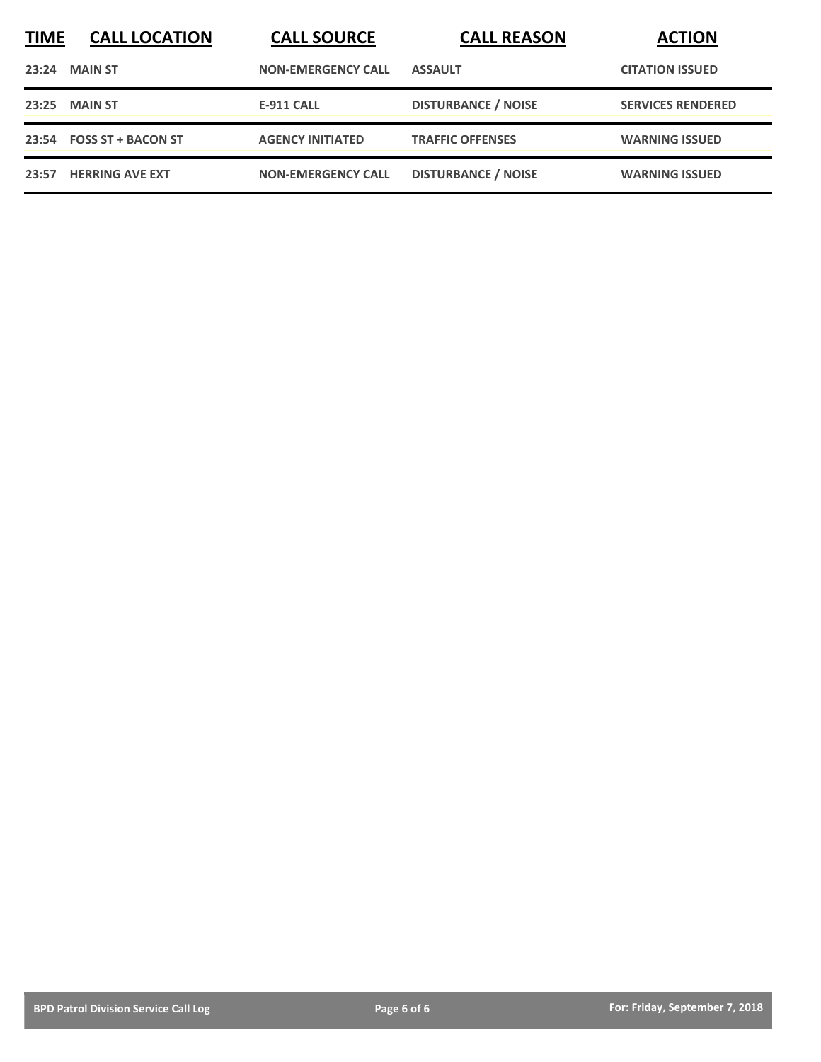| TIME | CALL LOCATION | CALL SOURCE | CALL REASON | ACTION |
|---|---|---|---|---|
| 23:24 | MAIN ST | NON-EMERGENCY CALL | ASSAULT | CITATION ISSUED |
| 23:25 | MAIN ST | E-911 CALL | DISTURBANCE / NOISE | SERVICES RENDERED |
| 23:54 | FOSS ST + BACON ST | AGENCY INITIATED | TRAFFIC OFFENSES | WARNING ISSUED |
| 23:57 | HERRING AVE EXT | NON-EMERGENCY CALL | DISTURBANCE / NOISE | WARNING ISSUED |